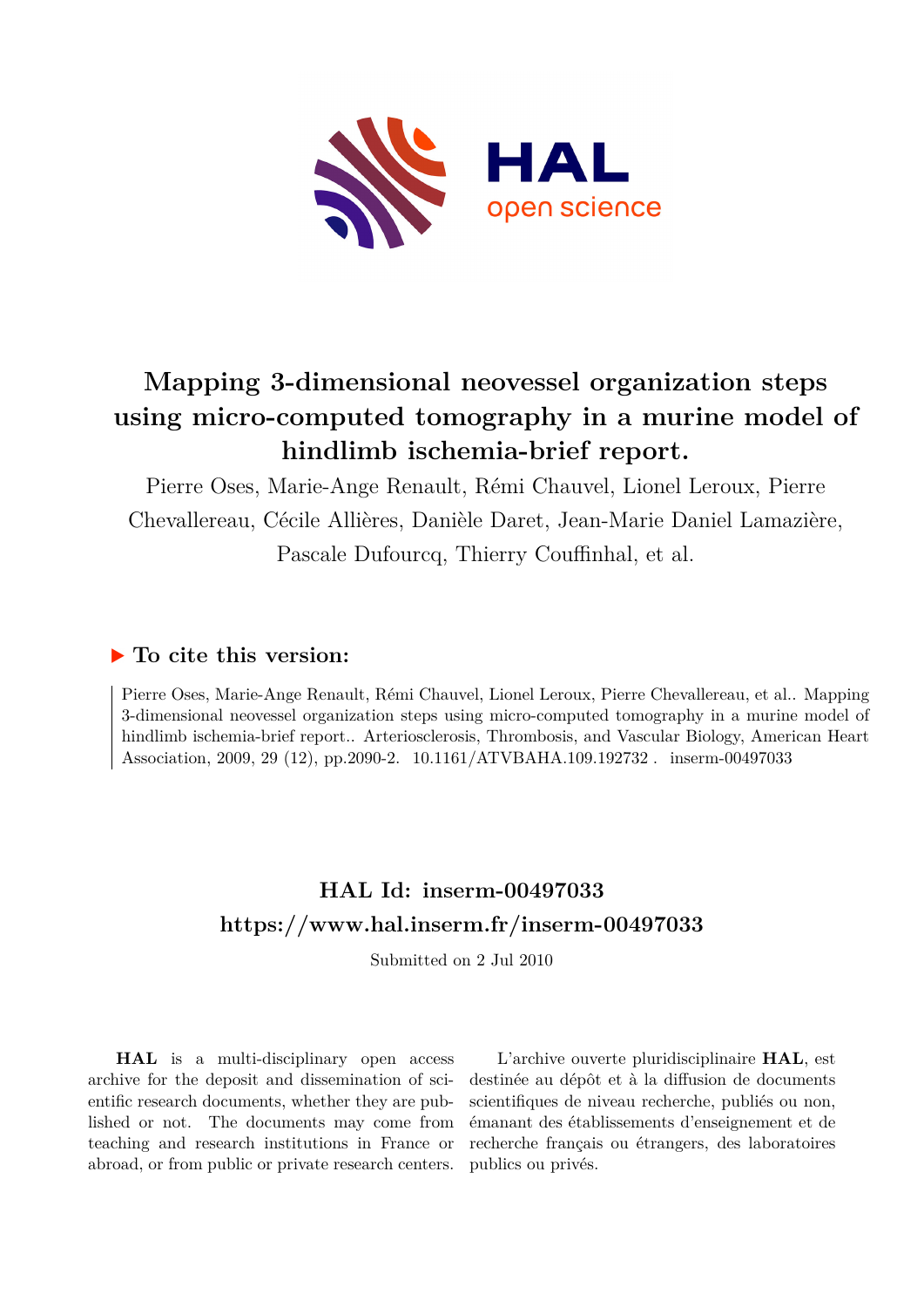# Mapping 3-dimensional neovessel organization steps using micro-computed tomography in a murine model of hindlimb ischemia-brief report.

Pierre Oses, Marie-Ange Renault, Rémi Chauvel, Lionel Leroux, Pierre Chevallereau, Cécile Allières, Danièle Daret, Jean-Marie Daniel Lamazière, Pascale Dufourcq, Thierry Couffinhal, et al.

## ▶ To cite this version:

Pierre Oses, Marie-Ange Renault, Rémi Chauvel, Lionel Leroux, Pierre Chevallereau, et al.. Mapping 3-dimensional neovessel organization steps using micro-computed tomography in a murine model of hindlimb ischemia-brief report.. Arteriosclerosis, Thrombosis, and Vascular Biology, American Heart Association, 2009, 29 (12), pp.2090-2. 10.1161/ATVBAHA.109.192732 . inserm-00497033

## HAL Id: inserm-00497033

## https://www.hal.inserm.fr/inserm-00497033

Submitted on 2 Jul 2010

**HAL** is a multi-disciplinary open access archive for the deposit and dissemination of scientific research documents, whether they are published or not. The documents may come from teaching and research institutions in France or abroad, or from public or private research centers.

L'archive ouverte pluridisciplinaire **HAL**, est destinée au dépôt et à la diffusion de documents scientifiques de niveau recherche, publiés ou non, émanant des établissements d'enseignement et de recherche français ou étrangers, des laboratoires publics ou privés.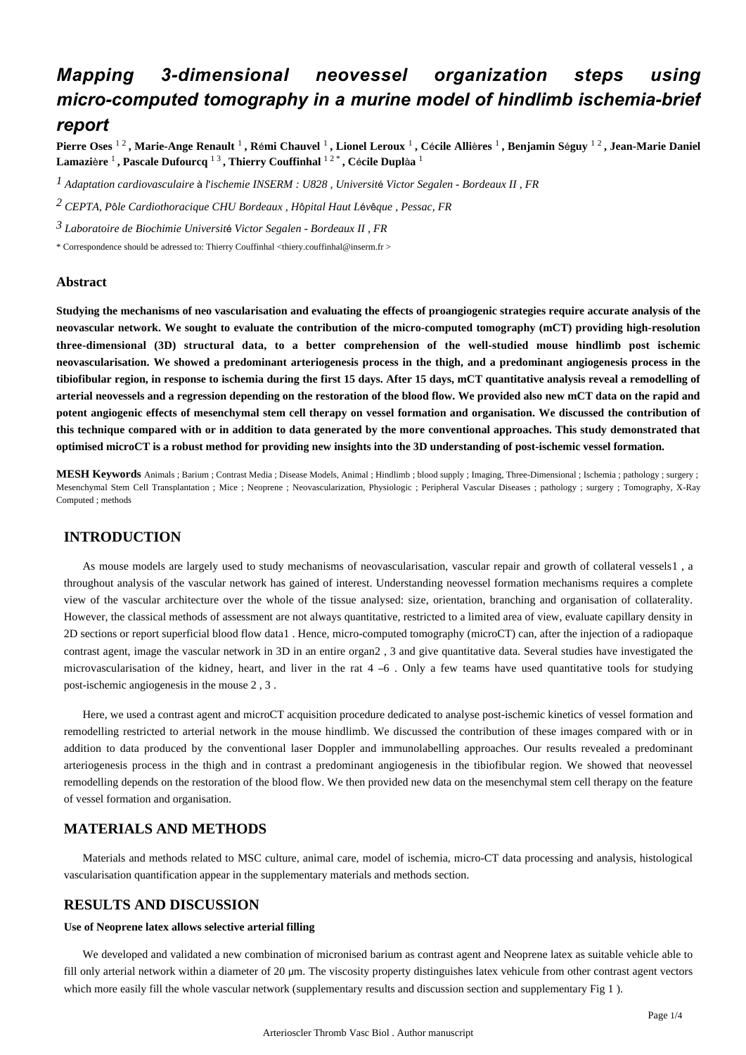# Mapping 3-dimensional neovessel organization steps using micro-computed tomography in a murine model of hindlimb ischemia-brief report

**Pierre Oses** [1,2], **Marie-Ange Renault** [1], **Rémi Chauvel** [1], **Lionel Leroux** [1], **Cécile Allières** [1], **Benjamin Séguy** [1,2], **Jean-Marie Daniel Lamazière** [1], **Pascale Dufourcq** [1,3], **Thierry Couffinhal** [1,2*], **Cécile Duplàa** [1]

[1] *Adaptation cardiovasculaire à l'ischemie INSERM : U828 , Université Victor Segalen - Bordeaux II , FR*

[2] *CEPTA, Pôle Cardiothoracique CHU Bordeaux , Hôpital Haut Lévêque , Pessac, FR*

[3] *Laboratoire de Biochimie Université Victor Segalen - Bordeaux II , FR*

\* Correspondence should be adressed to: Thierry Couffinhal <thiery.couffinhal@inserm.fr >

### Abstract

**Studying the mechanisms of neo vascularisation and evaluating the effects of proangiogenic strategies require accurate analysis of the neovascular network. We sought to evaluate the contribution of the micro-computed tomography (mCT) providing high-resolution three-dimensional (3D) structural data, to a better comprehension of the well-studied mouse hindlimb post ischemic neovascularisation. We showed a predominant arteriogenesis process in the thigh, and a predominant angiogenesis process in the tibiofibular region, in response to ischemia during the first 15 days. After 15 days, mCT quantitative analysis reveal a remodelling of arterial neovessels and a regression depending on the restoration of the blood flow. We provided also new mCT data on the rapid and potent angiogenic effects of mesenchymal stem cell therapy on vessel formation and organisation. We discussed the contribution of this technique compared with or in addition to data generated by the more conventional approaches. This study demonstrated that optimised microCT is a robust method for providing new insights into the 3D understanding of post-ischemic vessel formation.**

**MESH Keywords** Animals ; Barium ; Contrast Media ; Disease Models, Animal ; Hindlimb ; blood supply ; Imaging, Three-Dimensional ; Ischemia ; pathology ; surgery ; Mesenchymal Stem Cell Transplantation ; Mice ; Neoprene ; Neovascularization, Physiologic ; Peripheral Vascular Diseases ; pathology ; surgery ; Tomography, X-Ray Computed ; methods

## INTRODUCTION

As mouse models are largely used to study mechanisms of neovascularisation, vascular repair and growth of collateral vessels1 , a throughout analysis of the vascular network has gained of interest. Understanding neovessel formation mechanisms requires a complete view of the vascular architecture over the whole of the tissue analysed: size, orientation, branching and organisation of collaterality. However, the classical methods of assessment are not always quantitative, restricted to a limited area of view, evaluate capillary density in 2D sections or report superficial blood flow data1 . Hence, micro-computed tomography (microCT) can, after the injection of a radiopaque contrast agent, image the vascular network in 3D in an entire organ2 , 3 and give quantitative data. Several studies have investigated the microvascularisation of the kidney, heart, and liver in the rat 4 –6 . Only a few teams have used quantitative tools for studying post-ischemic angiogenesis in the mouse 2 , 3 .

Here, we used a contrast agent and microCT acquisition procedure dedicated to analyse post-ischemic kinetics of vessel formation and remodelling restricted to arterial network in the mouse hindlimb. We discussed the contribution of these images compared with or in addition to data produced by the conventional laser Doppler and immunolabelling approaches. Our results revealed a predominant arteriogenesis process in the thigh and in contrast a predominant angiogenesis in the tibiofibular region. We showed that neovessel remodelling depends on the restoration of the blood flow. We then provided new data on the mesenchymal stem cell therapy on the feature of vessel formation and organisation.

## MATERIALS AND METHODS

Materials and methods related to MSC culture, animal care, model of ischemia, micro-CT data processing and analysis, histological vascularisation quantification appear in the supplementary materials and methods section.

## RESULTS AND DISCUSSION

#### Use of Neoprene latex allows selective arterial filling

We developed and validated a new combination of micronised barium as contrast agent and Neoprene latex as suitable vehicle able to fill only arterial network within a diameter of 20 μm. The viscosity property distinguishes latex vehicule from other contrast agent vectors which more easily fill the whole vascular network (supplementary results and discussion section and supplementary Fig 1 ).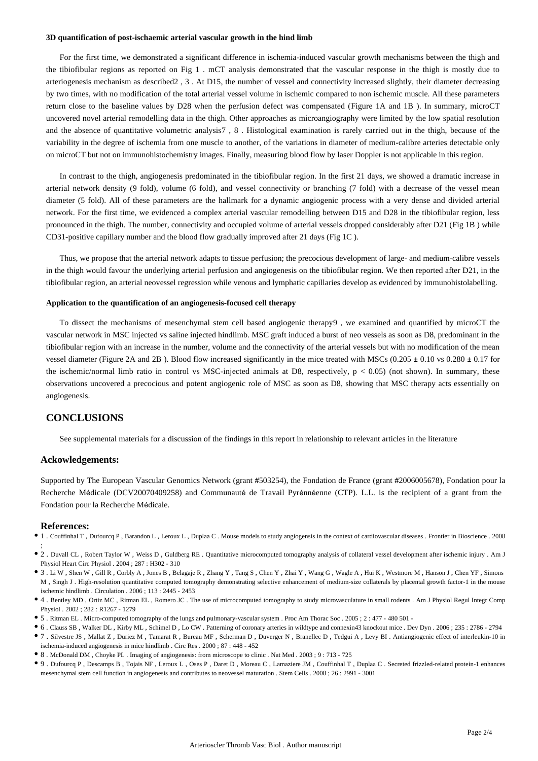### 3D quantification of post-ischaemic arterial vascular growth in the hind limb

For the first time, we demonstrated a significant difference in ischemia-induced vascular growth mechanisms between the thigh and the tibiofibular regions as reported on Fig 1 . mCT analysis demonstrated that the vascular response in the thigh is mostly due to arteriogenesis mechanism as described2 , 3 . At D15, the number of vessel and connectivity increased slightly, their diameter decreasing by two times, with no modification of the total arterial vessel volume in ischemic compared to non ischemic muscle. All these parameters return close to the baseline values by D28 when the perfusion defect was compensated (Figure 1A and 1B ). In summary, microCT uncovered novel arterial remodelling data in the thigh. Other approaches as microangiography were limited by the low spatial resolution and the absence of quantitative volumetric analysis7 , 8 . Histological examination is rarely carried out in the thigh, because of the variability in the degree of ischemia from one muscle to another, of the variations in diameter of medium-calibre arteries detectable only on microCT but not on immunohistochemistry images. Finally, measuring blood flow by laser Doppler is not applicable in this region.

In contrast to the thigh, angiogenesis predominated in the tibiofibular region. In the first 21 days, we showed a dramatic increase in arterial network density (9 fold), volume (6 fold), and vessel connectivity or branching (7 fold) with a decrease of the vessel mean diameter (5 fold). All of these parameters are the hallmark for a dynamic angiogenic process with a very dense and divided arterial network. For the first time, we evidenced a complex arterial vascular remodelling between D15 and D28 in the tibiofibular region, less pronounced in the thigh. The number, connectivity and occupied volume of arterial vessels dropped considerably after D21 (Fig 1B ) while CD31-positive capillary number and the blood flow gradually improved after 21 days (Fig 1C ).

Thus, we propose that the arterial network adapts to tissue perfusion; the precocious development of large- and medium-calibre vessels in the thigh would favour the underlying arterial perfusion and angiogenesis on the tibiofibular region. We then reported after D21, in the tibiofibular region, an arterial neovessel regression while venous and lymphatic capillaries develop as evidenced by immunohistolabelling.

### Application to the quantification of an angiogenesis-focused cell therapy

To dissect the mechanisms of mesenchymal stem cell based angiogenic therapy9 , we examined and quantified by microCT the vascular network in MSC injected vs saline injected hindlimb. MSC graft induced a burst of neo vessels as soon as D8, predominant in the tibiofibular region with an increase in the number, volume and the connectivity of the arterial vessels but with no modification of the mean vessel diameter (Figure 2A and 2B ). Blood flow increased significantly in the mice treated with MSCs ($0.205 \pm 0.10$ vs $0.280 \pm 0.17$ for the ischemic/normal limb ratio in control vs MSC-injected animals at D8, respectively, $p < 0.05$) (not shown). In summary, these observations uncovered a precocious and potent angiogenic role of MSC as soon as D8, showing that MSC therapy acts essentially on angiogenesis.

## CONCLUSIONS

See supplemental materials for a discussion of the findings in this report in relationship to relevant articles in the literature

### Ackowledgements:

Supported by The European Vascular Genomics Network (grant #503254), the Fondation de France (grant #2006005678), Fondation pour la Recherche Médicale (DCV20070409258) and Communauté de Travail Pyrénéenne (CTP). L.L. is the recipient of a grant from the Fondation pour la Recherche Médicale.

### References:

- 1 . Couffinhal T , Dufourcq P , Barandon L , Leroux L , Duplaa C . Mouse models to study angiogensis in the context of cardiovascular diseases . Frontier in Bioscience . 2008 ;
- 2 . Duvall CL , Robert Taylor W , Weiss D , Guldberg RE . Quantitative microcomputed tomography analysis of collateral vessel development after ischemic injury . Am J Physiol Heart Circ Physiol . 2004 ; 287 : H302 - 310
- 3 . Li W , Shen W , Gill R , Corbly A , Jones B , Belagaje R , Zhang Y , Tang S , Chen Y , Zhai Y , Wang G , Wagle A , Hui K , Westmore M , Hanson J , Chen YF , Simons M , Singh J . High-resolution quantitative computed tomography demonstrating selective enhancement of medium-size collaterals by placental growth factor-1 in the mouse ischemic hindlimb . Circulation . 2006 ; 113 : 2445 - 2453
- 4 . Bentley MD , Ortiz MC , Ritman EL , Romero JC . The use of microcomputed tomography to study microvasculature in small rodents . Am J Physiol Regul Integr Comp Physiol . 2002 ; 282 : R1267 - 1279
- 5 . Ritman EL . Micro-computed tomography of the lungs and pulmonary-vascular system . Proc Am Thorac Soc . 2005 ; 2 : 477 - 480 501 -
- 6 . Clauss SB , Walker DL , Kirby ML , Schimel D , Lo CW . Patterning of coronary arteries in wildtype and connexin43 knockout mice . Dev Dyn . 2006 ; 235 : 2786 - 2794
- 7 . Silvestre JS , Mallat Z , Duriez M , Tamarat R , Bureau MF , Scherman D , Duverger N , Branellec D , Tedgui A , Levy BI . Antiangiogenic effect of interleukin-10 in ischemia-induced angiogenesis in mice hindlimb . Circ Res . 2000 ; 87 : 448 - 452
- 8 . McDonald DM , Choyke PL . Imaging of angiogenesis: from microscope to clinic . Nat Med . 2003 ; 9 : 713 - 725
- 9 . Dufourcq P , Descamps B , Tojais NF , Leroux L , Oses P , Daret D , Moreau C , Lamaziere JM , Couffinhal T , Duplaa C . Secreted frizzled-related protein-1 enhances mesenchymal stem cell function in angiogenesis and contributes to neovessel maturation . Stem Cells . 2008 ; 26 : 2991 - 3001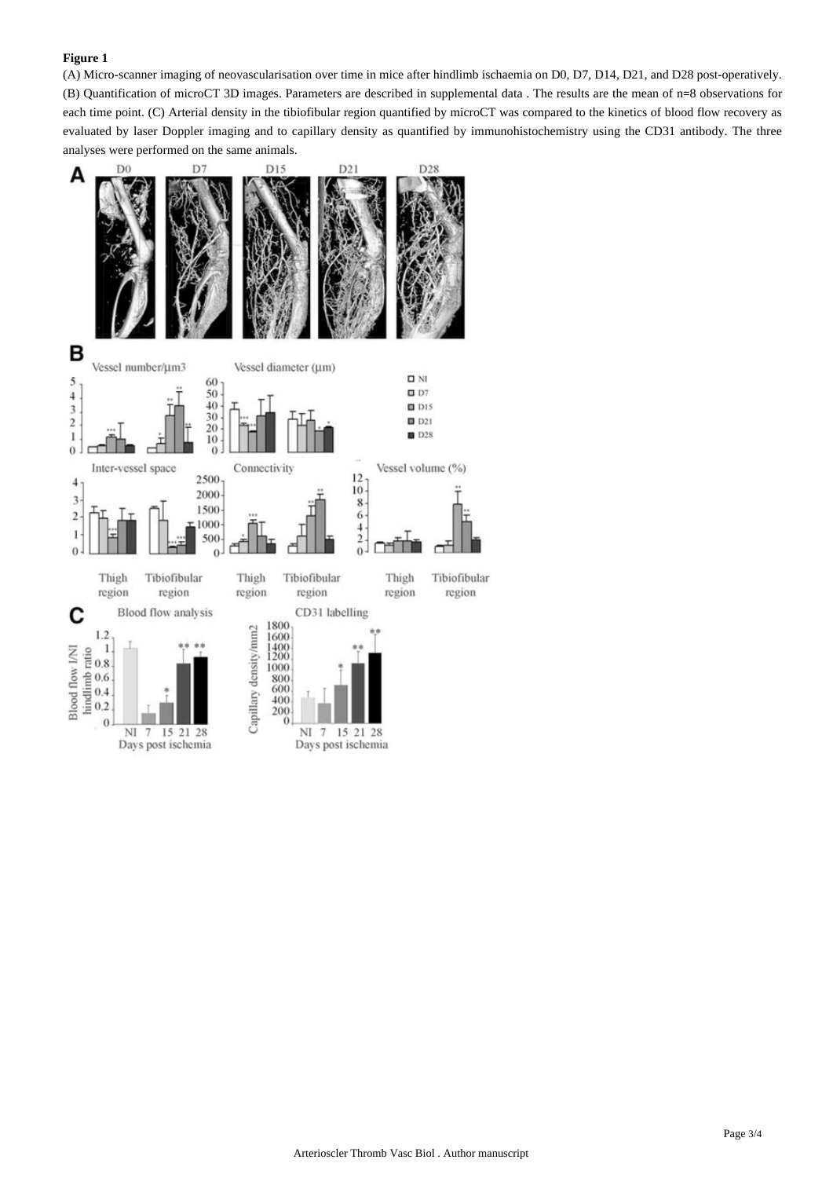**Figure 1**

(A) Micro-scanner imaging of neovascularisation over time in mice after hindlimb ischaemia on D0, D7, D14, D21, and D28 post-operatively. (B) Quantification of microCT 3D images. Parameters are described in supplemental data . The results are the mean of n=8 observations for each time point. (C) Arterial density in the tibiofibular region quantified by microCT was compared to the kinetics of blood flow recovery as evaluated by laser Doppler imaging and to capillary density as quantified by immunohistochemistry using the CD31 antibody. The three analyses were performed on the same animals.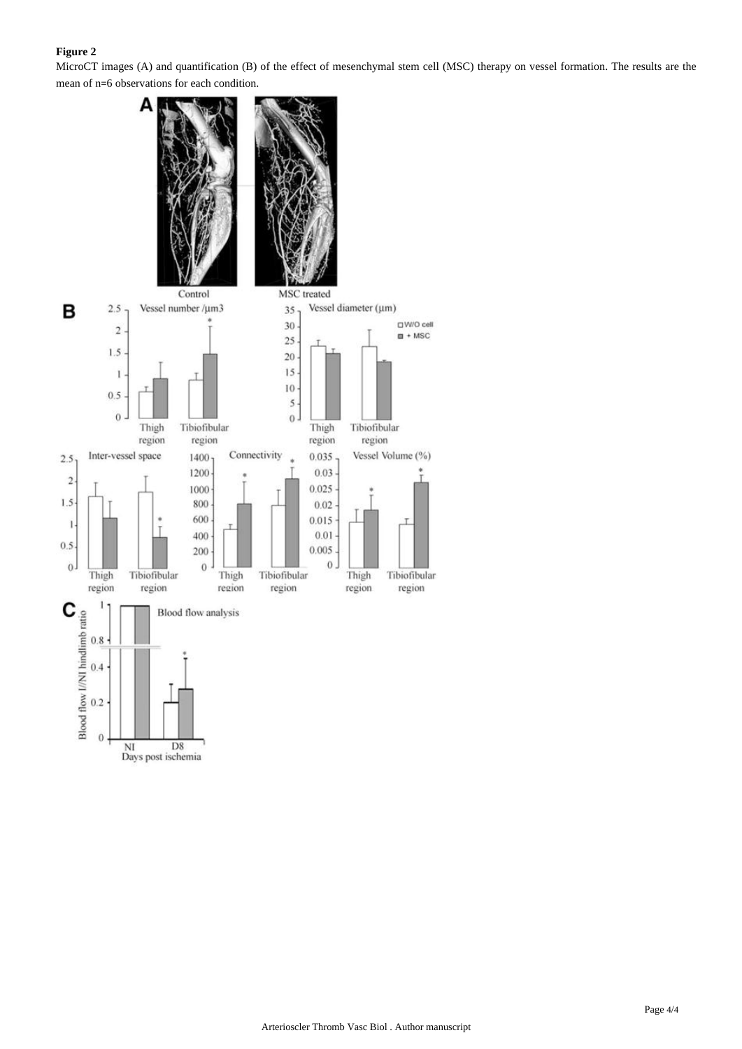**Figure 2**

MicroCT images (A) and quantification (B) of the effect of mesenchymal stem cell (MSC) therapy on vessel formation. The results are the mean of n=6 observations for each condition.

A

Control

MSC treated

B

Vessel number /µm3

2.5
2
1.5
1
0.5
0

Thigh region
Tibiofibular region

Vessel diameter (µm)

35
30
25
20
15
10
5
0

W/O cell
+ MSC

Thigh region
Tibiofibular region

Inter-vessel space

2.5
2
1.5
1
0.5
0

Thigh region
Tibiofibular region

Connectivity

1400
1200
1000
800
600
400
200
0

Thigh region
Tibiofibular region

Vessel Volume (%)

0.035
0.03
0.025
0.02
0.015
0.01
0.005
0

Thigh region
Tibiofibular region

C

Blood flow analysis

Blood flow I//NI hindlimb ratio

1
0.8
0.4
0.2
0

NI
D8

Days post ischemia